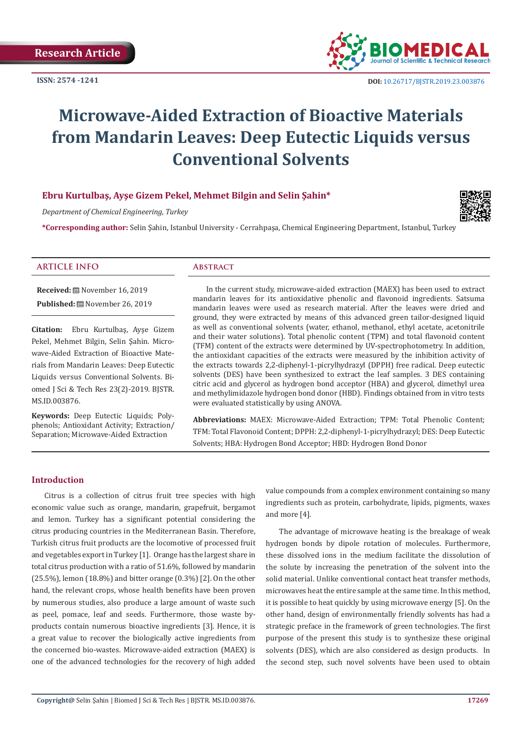Research Article

ISSN: 2574 -1241

DOI: 10.26717/BJSTR.2019.23.003876

# Microwave-Aided Extraction of Bioactive Materials from Mandarin Leaves: Deep Eutectic Liquids versus Conventional Solvents

**Ebru Kurtulbaş, Ayşe Gizem Pekel, Mehmet Bilgin and Selin Şahin***

*Department of Chemical Engineering, Turkey*

***Corresponding author:** Selin Şahin, Istanbul University - Cerrahpaşa, Chemical Engineering Department, Istanbul, Turkey

## ARTICLE INFO

**Received:** November 16, 2019

**Published:** November 26, 2019

**Citation:** Ebru Kurtulbaş, Ayşe Gizem Pekel, Mehmet Bilgin, Selin Şahin. Microwave-Aided Extraction of Bioactive Materials from Mandarin Leaves: Deep Eutectic Liquids versus Conventional Solvents. Biomed J Sci & Tech Res 23(2)-2019. BJSTR. MS.ID.003876.

**Keywords:** Deep Eutectic Liquids; Polyphenols; Antioxidant Activity; Extraction/Separation; Microwave-Aided Extraction

## Abstract

In the current study, microwave-aided extraction (MAEX) has been used to extract mandarin leaves for its antioxidative phenolic and flavonoid ingredients. Satsuma mandarin leaves were used as research material. After the leaves were dried and ground, they were extracted by means of this advanced green tailor-designed liquid as well as conventional solvents (water, ethanol, methanol, ethyl acetate, acetonitrile and their water solutions). Total phenolic content (TPM) and total flavonoid content (TFM) content of the extracts were determined by UV-spectrophotometry. In addition, the antioxidant capacities of the extracts were measured by the inhibition activity of the extracts towards 2,2-diphenyl-1-picrylhydrazyl (DPPH) free radical. Deep eutectic solvents (DES) have been synthesized to extract the leaf samples. 3 DES containing citric acid and glycerol as hydrogen bond acceptor (HBA) and glycerol, dimethyl urea and methylimidazole hydrogen bond donor (HBD). Findings obtained from in vitro tests were evaluated statistically by using ANOVA.

**Abbreviations:** MAEX: Microwave-Aided Extraction; TPM: Total Phenolic Content; TFM: Total Flavonoid Content; DPPH: 2,2-diphenyl-1-picrylhydrazyl; DES: Deep Eutectic Solvents; HBA: Hydrogen Bond Acceptor; HBD: Hydrogen Bond Donor

## Introduction

Citrus is a collection of citrus fruit tree species with high economic value such as orange, mandarin, grapefruit, bergamot and lemon. Turkey has a significant potential considering the citrus producing countries in the Mediterranean Basin. Therefore, Turkish citrus fruit products are the locomotive of processed fruit and vegetables export in Turkey [1]. Orange has the largest share in total citrus production with a ratio of 51.6%, followed by mandarin (25.5%), lemon (18.8%) and bitter orange (0.3%) [2]. On the other hand, the relevant crops, whose health benefits have been proven by numerous studies, also produce a large amount of waste such as peel, pomace, leaf and seeds. Furthermore, those waste by-products contain numerous bioactive ingredients [3]. Hence, it is a great value to recover the biologically active ingredients from the concerned bio-wastes. Microwave-aided extraction (MAEX) is one of the advanced technologies for the recovery of high added value compounds from a complex environment containing so many ingredients such as protein, carbohydrate, lipids, pigments, waxes and more [4].

The advantage of microwave heating is the breakage of weak hydrogen bonds by dipole rotation of molecules. Furthermore, these dissolved ions in the medium facilitate the dissolution of the solute by increasing the penetration of the solvent into the solid material. Unlike conventional contact heat transfer methods, microwaves heat the entire sample at the same time. In this method, it is possible to heat quickly by using microwave energy [5]. On the other hand, design of environmentally friendly solvents has had a strategic preface in the framework of green technologies. The first purpose of the present this study is to synthesize these original solvents (DES), which are also considered as design products. In the second step, such novel solvents have been used to obtain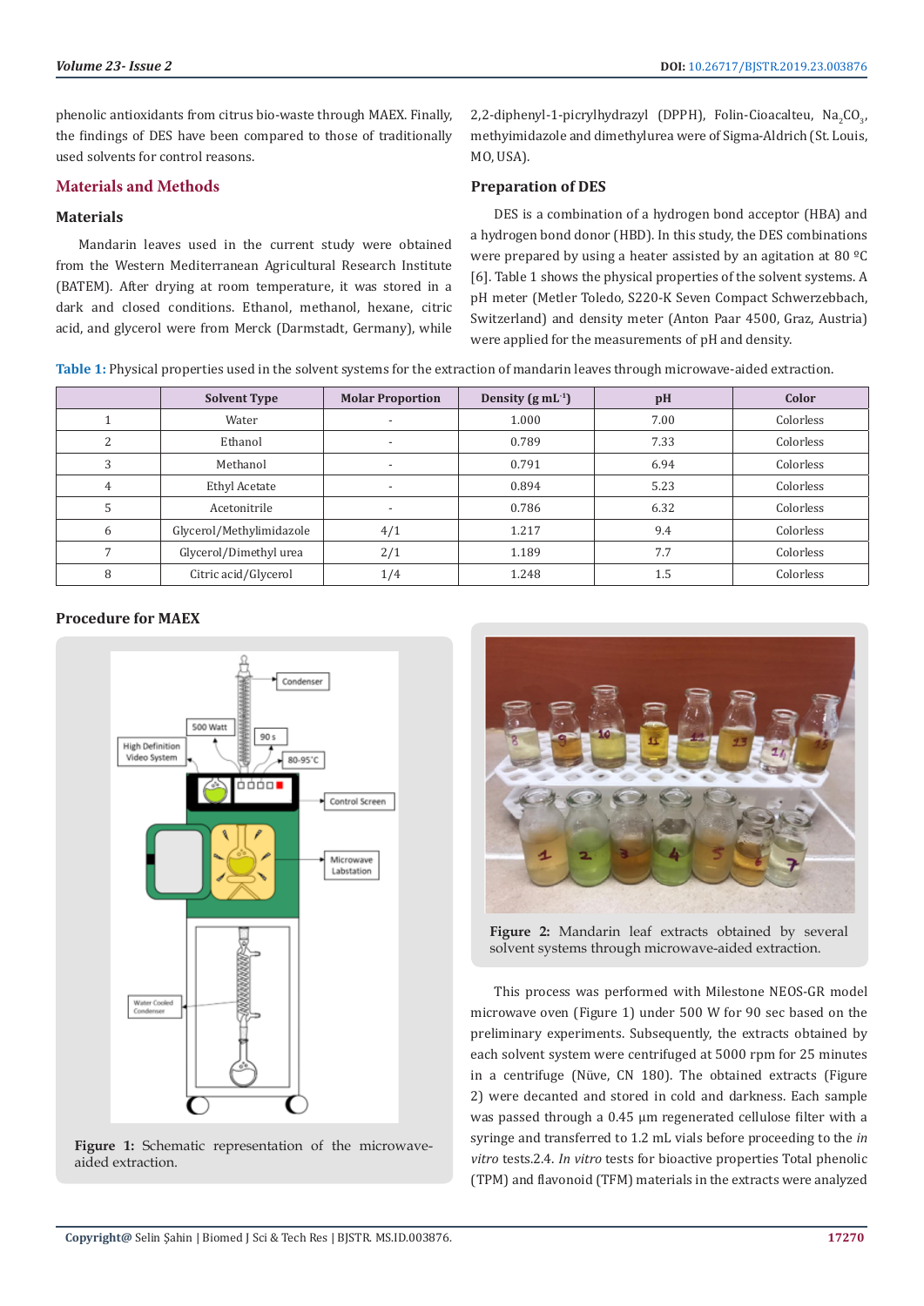phenolic antioxidants from citrus bio-waste through MAEX. Finally, the findings of DES have been compared to those of traditionally used solvents for control reasons.

## Materials and Methods

### Materials

Mandarin leaves used in the current study were obtained from the Western Mediterranean Agricultural Research Institute (BATEM). After drying at room temperature, it was stored in a dark and closed conditions. Ethanol, methanol, hexane, citric acid, and glycerol were from Merck (Darmstadt, Germany), while 2,2-diphenyl-1-picrylhydrazyl (DPPH), Folin-Cioacalteu, $Na_2CO_3$, methyimidazole and dimethylurea were of Sigma-Aldrich (St. Louis, MO, USA).

### Preparation of DES

DES is a combination of a hydrogen bond acceptor (HBA) and a hydrogen bond donor (HBD). In this study, the DES combinations were prepared by using a heater assisted by an agitation at 80 ºC [6]. Table 1 shows the physical properties of the solvent systems. A pH meter (Metler Toledo, S220-K Seven Compact Schwerzebbach, Switzerland) and density meter (Anton Paar 4500, Graz, Austria) were applied for the measurements of pH and density.

**Table 1:** Physical properties used in the solvent systems for the extraction of mandarin leaves through microwave-aided extraction.

| | Solvent Type | Molar Proportion | Density (g $mL^{-1}$) | pH | Color |
|---|---|---|---|---|---|
| 1 | Water | - | 1.000 | 7.00 | Colorless |
| 2 | Ethanol | - | 0.789 | 7.33 | Colorless |
| 3 | Methanol | - | 0.791 | 6.94 | Colorless |
| 4 | Ethyl Acetate | - | 0.894 | 5.23 | Colorless |
| 5 | Acetonitrile | - | 0.786 | 6.32 | Colorless |
| 6 | Glycerol/Methylimidazole | 4/1 | 1.217 | 9.4 | Colorless |
| 7 | Glycerol/Dimethyl urea | 2/1 | 1.189 | 7.7 | Colorless |
| 8 | Citric acid/Glycerol | 1/4 | 1.248 | 1.5 | Colorless |

### Procedure for MAEX

**Figure 1:** Schematic representation of the microwave-aided extraction.

**Figure 2:** Mandarin leaf extracts obtained by several solvent systems through microwave-aided extraction.

This process was performed with Milestone NEOS-GR model microwave oven (Figure 1) under 500 W for 90 sec based on the preliminary experiments. Subsequently, the extracts obtained by each solvent system were centrifuged at 5000 rpm for 25 minutes in a centrifuge (Nüve, CN 180). The obtained extracts (Figure 2) were decanted and stored in cold and darkness. Each sample was passed through a 0.45 µm regenerated cellulose filter with a syringe and transferred to 1.2 mL vials before proceeding to the *in vitro* tests.2.4. *In vitro* tests for bioactive properties Total phenolic (TPM) and flavonoid (TFM) materials in the extracts were analyzed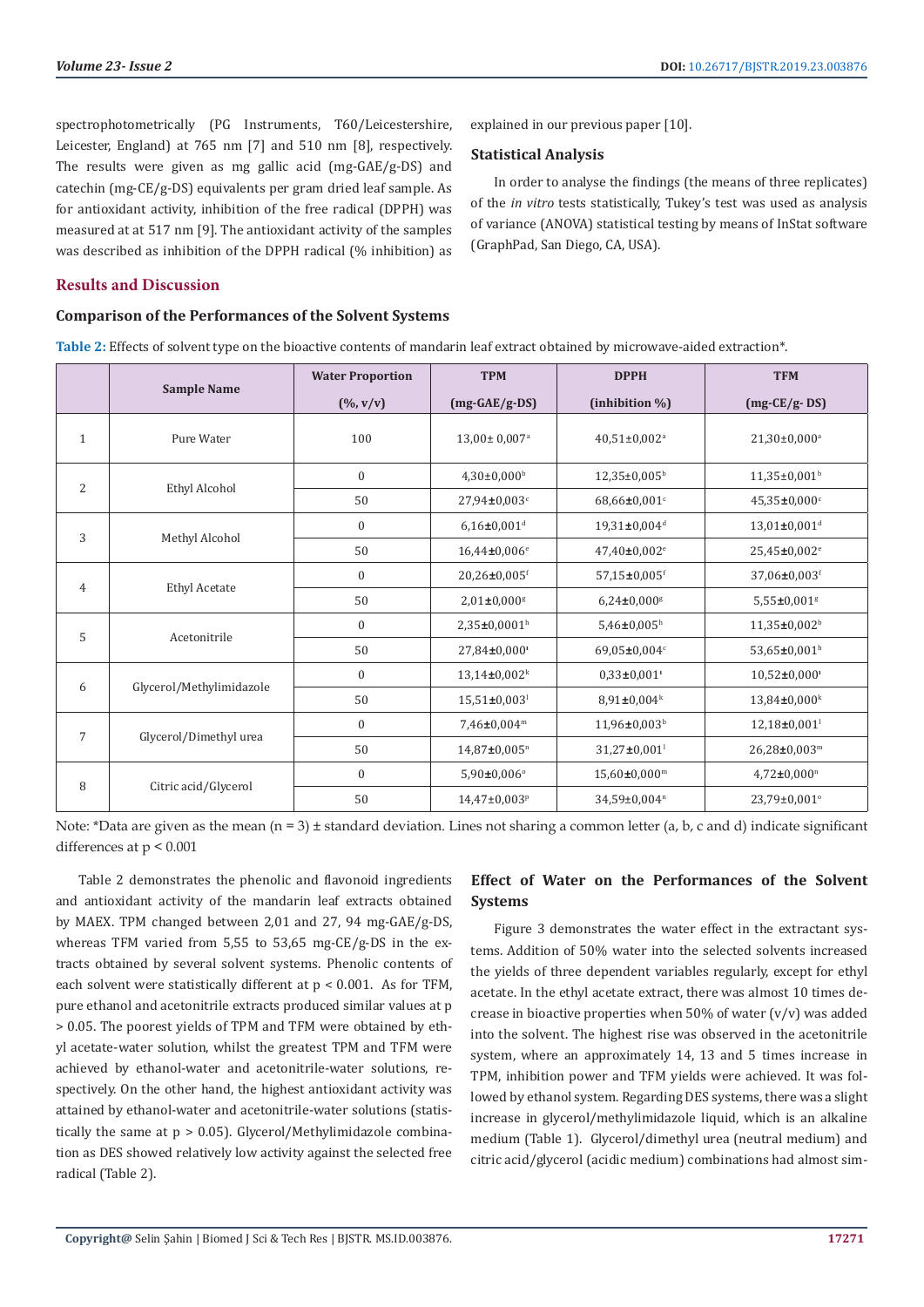spectrophotometrically (PG Instruments, T60/Leicestershire, Leicester, England) at 765 nm [7] and 510 nm [8], respectively. The results were given as mg gallic acid (mg-GAE/g-DS) and catechin (mg-CE/g-DS) equivalents per gram dried leaf sample. As for antioxidant activity, inhibition of the free radical (DPPH) was measured at at 517 nm [9]. The antioxidant activity of the samples was described as inhibition of the DPPH radical (% inhibition) as explained in our previous paper [10].

### Statistical Analysis

In order to analyse the findings (the means of three replicates) of the *in vitro* tests statistically, Tukey's test was used as analysis of variance (ANOVA) statistical testing by means of InStat software (GraphPad, San Diego, CA, USA).

## Results and Discussion

### Comparison of the Performances of the Solvent Systems

**Table 2:** Effects of solvent type on the bioactive contents of mandarin leaf extract obtained by microwave-aided extraction*.

| | Sample Name | Water Proportion (%, v/v) | TPM (mg-GAE/g-DS) | DPPH (inhibition %) | TFM (mg-CE/g- DS) |
|---|---|---|---|---|---|
| 1 | Pure Water | 100 | 13,00± 0,007$^{a}$ | 40,51±0,002$^{a}$ | 21,30±0,000$^{a}$ |
| 2 | Ethyl Alcohol | 0 | 4,30±0,000$^{b}$ | 12,35±0,005$^{b}$ | 11,35±0,001$^{b}$ |
| | | 50 | 27,94±0,003$^{c}$ | 68,66±0,001$^{c}$ | 45,35±0,000$^{c}$ |
| 3 | Methyl Alcohol | 0 | 6,16±0,001$^{d}$ | 19,31±0,004$^{d}$ | 13,01±0,001$^{d}$ |
| | | 50 | 16,44±0,006$^{e}$ | 47,40±0,002$^{e}$ | 25,45±0,002$^{e}$ |
| 4 | Ethyl Acetate | 0 | 20,26±0,005$^{f}$ | 57,15±0,005$^{f}$ | 37,06±0,003$^{f}$ |
| | | 50 | 2,01±0,000$^{g}$ | 6,24±0,000$^{g}$ | 5,55±0,001$^{g}$ |
| 5 | Acetonitrile | 0 | 2,35±0,0001$^{h}$ | 5,46±0,005$^{h}$ | 11,35±0,002$^{b}$ |
| | | 50 | 27,84±0,000$^{ı}$ | 69,05±0,004$^{c}$ | 53,65±0,001$^{h}$ |
| 6 | Glycerol/Methylimidazole | 0 | 13,14±0,002$^{k}$ | 0,33±0,001$^{ı}$ | 10,52±0,000$^{ı}$ |
| | | 50 | 15,51±0,003$^{l}$ | 8,91±0,004$^{k}$ | 13,84±0,000$^{k}$ |
| 7 | Glycerol/Dimethyl urea | 0 | 7,46±0,004$^{m}$ | 11,96±0,003$^{b}$ | 12,18±0,001$^{l}$ |
| | | 50 | 14,87±0,005$^{n}$ | 31,27±0,001$^{l}$ | 26,28±0,003$^{m}$ |
| 8 | Citric acid/Glycerol | 0 | 5,90±0,006$^{o}$ | 15,60±0,000$^{m}$ | 4,72±0,000$^{n}$ |
| | | 50 | 14,47±0,003$^{p}$ | 34,59±0,004$^{n}$ | 23,79±0,001$^{o}$ |

Note: *Data are given as the mean (n = 3) ± standard deviation. Lines not sharing a common letter (a, b, c and d) indicate significant differences at p < 0.001

Table 2 demonstrates the phenolic and flavonoid ingredients and antioxidant activity of the mandarin leaf extracts obtained by MAEX. TPM changed between 2,01 and 27, 94 mg-GAE/g-DS, whereas TFM varied from 5,55 to 53,65 mg-CE/g-DS in the extracts obtained by several solvent systems. Phenolic contents of each solvent were statistically different at $p < 0.001$. As for TFM, pure ethanol and acetonitrile extracts produced similar values at $p > 0.05$. The poorest yields of TPM and TFM were obtained by ethyl acetate-water solution, whilst the greatest TPM and TFM were achieved by ethanol-water and acetonitrile-water solutions, respectively. On the other hand, the highest antioxidant activity was attained by ethanol-water and acetonitrile-water solutions (statistically the same at $p > 0.05$). Glycerol/Methylimidazole combination as DES showed relatively low activity against the selected free radical (Table 2).

### Effect of Water on the Performances of the Solvent Systems

Figure 3 demonstrates the water effect in the extractant systems. Addition of 50% water into the selected solvents increased the yields of three dependent variables regularly, except for ethyl acetate. In the ethyl acetate extract, there was almost 10 times decrease in bioactive properties when 50% of water (v/v) was added into the solvent. The highest rise was observed in the acetonitrile system, where an approximately 14, 13 and 5 times increase in TPM, inhibition power and TFM yields were achieved. It was followed by ethanol system. Regarding DES systems, there was a slight increase in glycerol/methylimidazole liquid, which is an alkaline medium (Table 1). Glycerol/dimethyl urea (neutral medium) and citric acid/glycerol (acidic medium) combinations had almost sim-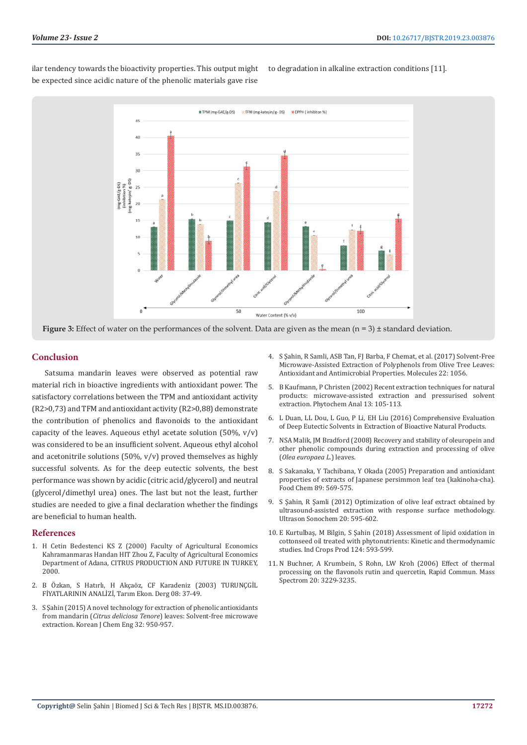ilar tendency towards the bioactivity properties. This output might be expected since acidic nature of the phenolic materials gave rise to degradation in alkaline extraction conditions [11].

**Figure 3:** Effect of water on the performances of the solvent. Data are given as the mean (n = 3) ± standard deviation.

## Conclusion

Satsuma mandarin leaves were observed as potential raw material rich in bioactive ingredients with antioxidant power. The satisfactory correlations between the TPM and antioxidant activity ($R^2$>0,73) and TFM and antioxidant activity ($R^2$>0,88) demonstrate the contribution of phenolics and flavonoids to the antioxidant capacity of the leaves. Aqueous ethyl acetate solution (50%, v/v) was considered to be an insufficient solvent. Aqueous ethyl alcohol and acetonitrile solutions (50%, v/v) proved themselves as highly successful solvents. As for the deep eutectic solvents, the best performance was shown by acidic (citric acid/glycerol) and neutral (glycerol/dimethyl urea) ones. The last but not the least, further studies are needed to give a final declaration whether the findings are beneficial to human health.

## References

1. H Cetin Bedestenci KS Z (2000) Faculty of Agricultural Economics Kahramanmaras Handan HIT Zhou Z, Faculty of Agricultural Economics Department of Adana, CITRUS PRODUCTION AND FUTURE IN TURKEY, 2000.
2. B Özkan, S Hatırlı, H Akçaöz, CF Karadeniz (2003) TURUNÇGİL FİYATLARININ ANALİZİ, Tarım Ekon. Derg 08: 37-49.
3. S Şahin (2015) A novel technology for extraction of phenolic antioxidants from mandarin (*Citrus deliciosa Tenore*) leaves: Solvent-free microwave extraction. Korean J Chem Eng 32: 950-957.
4. S Şahin, R Samli, ASB Tan, FJ Barba, F Chemat, et al. (2017) Solvent-Free Microwave-Assisted Extraction of Polyphenols from Olive Tree Leaves: Antioxidant and Antimicrobial Properties. Molecules 22: 1056.
5. B Kaufmann, P Christen (2002) Recent extraction techniques for natural products: microwave-assisted extraction and pressurised solvent extraction. Phytochem Anal 13: 105-113.
6. L Duan, LL Dou, L Guo, P Li, EH Liu (2016) Comprehensive Evaluation of Deep Eutectic Solvents in Extraction of Bioactive Natural Products.
7. NSA Malik, JM Bradford (2008) Recovery and stability of oleuropein and other phenolic compounds during extraction and processing of olive (*Olea europaea L.*) leaves.
8. S Sakanaka, Y Tachibana, Y Okada (2005) Preparation and antioxidant properties of extracts of Japanese persimmon leaf tea (kakinoha-cha). Food Chem 89: 569-575.
9. S Şahin, R Şamli (2012) Optimization of olive leaf extract obtained by ultrasound-assisted extraction with response surface methodology. Ultrason Sonochem 20: 595-602.
10. E Kurtulbaş, M Bilgin, S Şahin (2018) Assessment of lipid oxidation in cottonseed oil treated with phytonutrients: Kinetic and thermodynamic studies. Ind Crops Prod 124: 593-599.
11. N Buchner, A Krumbein, S Rohn, LW Kroh (2006) Effect of thermal processing on the flavonols rutin and quercetin, Rapid Commun. Mass Spectrom 20: 3229-3235.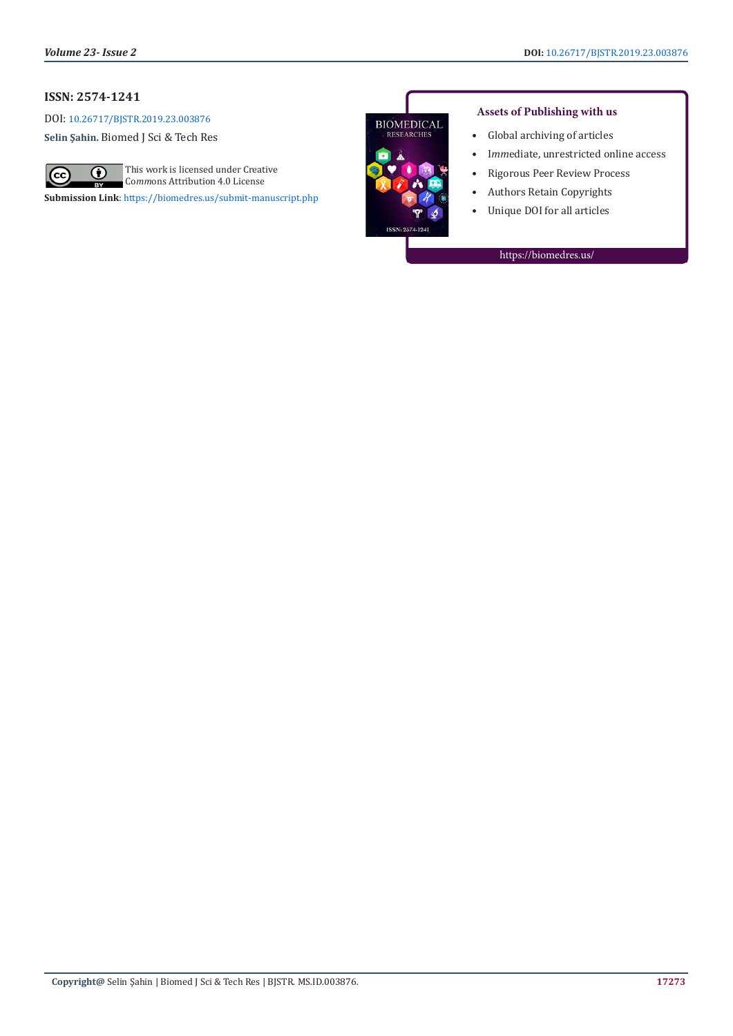**ISSN: 2574-1241**

DOI: 10.26717/BJSTR.2019.23.003876

**Selin Şahin.** Biomed J Sci & Tech Res

This work is licensed under Creative Commons Attribution 4.0 License

**Submission Link**: https://biomedres.us/submit-manuscript.php

### Assets of Publishing with us

- Global archiving of articles
- Immediate, unrestricted online access
- Rigorous Peer Review Process
- Authors Retain Copyrights
- Unique DOI for all articles

https://biomedres.us/